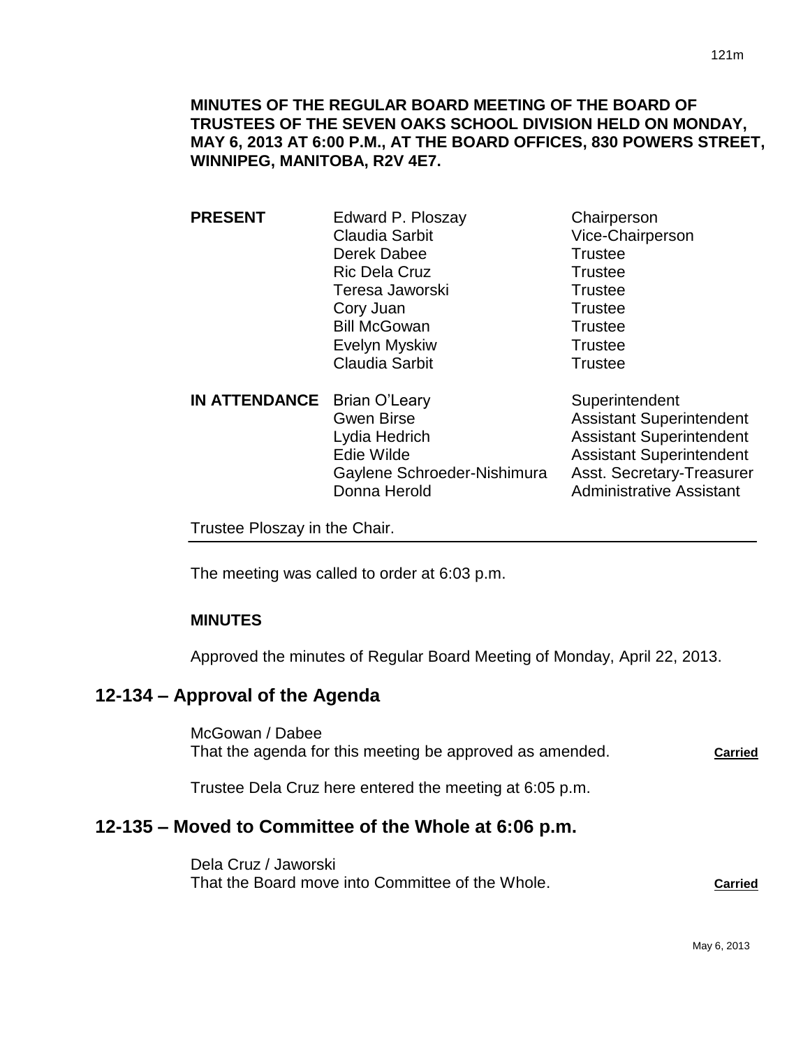**MINUTES OF THE REGULAR BOARD MEETING OF THE BOARD OF TRUSTEES OF THE SEVEN OAKS SCHOOL DIVISION HELD ON MONDAY, MAY 6, 2013 AT 6:00 P.M., AT THE BOARD OFFICES, 830 POWERS STREET, WINNIPEG, MANITOBA, R2V 4E7.**

| | | |
|---|---|---|
| **PRESENT** | Edward P. Ploszay | Chairperson |
| | Claudia Sarbit | Vice-Chairperson |
| | Derek Dabee | Trustee |
| | Ric Dela Cruz | Trustee |
| | Teresa Jaworski | Trustee |
| | Cory Juan | Trustee |
| | Bill McGowan | Trustee |
| | Evelyn Myskiw | Trustee |
| | Claudia Sarbit | Trustee |
| **IN ATTENDANCE** | Brian O'Leary | Superintendent |
| | Gwen Birse | Assistant Superintendent |
| | Lydia Hedrich | Assistant Superintendent |
| | Edie Wilde | Assistant Superintendent |
| | Gaylene Schroeder-Nishimura | Asst. Secretary-Treasurer |
| | Donna Herold | Administrative Assistant |

Trustee Ploszay in the Chair.

The meeting was called to order at 6:03 p.m.

**MINUTES**

Approved the minutes of Regular Board Meeting of Monday, April 22, 2013.

## 12-134 – Approval of the Agenda

McGowan / Dabee
That the agenda for this meeting be approved as amended. **Carried**

Trustee Dela Cruz here entered the meeting at 6:05 p.m.

## 12-135 – Moved to Committee of the Whole at 6:06 p.m.

Dela Cruz / Jaworski
That the Board move into Committee of the Whole. **Carried**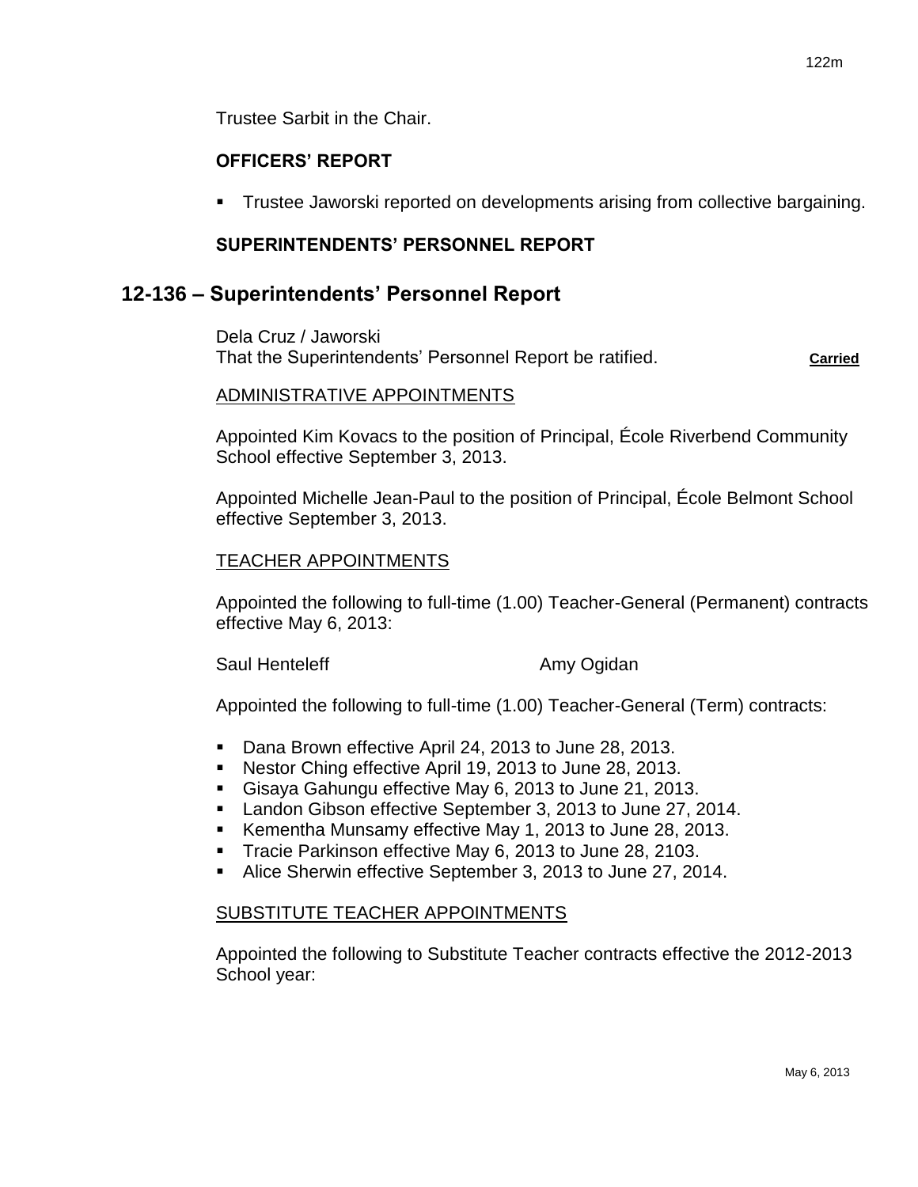Trustee Sarbit in the Chair.

### OFFICERS' REPORT

- Trustee Jaworski reported on developments arising from collective bargaining.

### SUPERINTENDENTS' PERSONNEL REPORT

## 12-136 – Superintendents' Personnel Report

Dela Cruz / Jaworski
That the Superintendents' Personnel Report be ratified. **Carried**

ADMINISTRATIVE APPOINTMENTS

Appointed Kim Kovacs to the position of Principal, École Riverbend Community School effective September 3, 2013.

Appointed Michelle Jean-Paul to the position of Principal, École Belmont School effective September 3, 2013.

TEACHER APPOINTMENTS

Appointed the following to full-time (1.00) Teacher-General (Permanent) contracts effective May 6, 2013:

Saul Henteleff Amy Ogidan

Appointed the following to full-time (1.00) Teacher-General (Term) contracts:

- Dana Brown effective April 24, 2013 to June 28, 2013.
- Nestor Ching effective April 19, 2013 to June 28, 2013.
- Gisaya Gahungu effective May 6, 2013 to June 21, 2013.
- Landon Gibson effective September 3, 2013 to June 27, 2014.
- Kementha Munsamy effective May 1, 2013 to June 28, 2013.
- Tracie Parkinson effective May 6, 2013 to June 28, 2103.
- Alice Sherwin effective September 3, 2013 to June 27, 2014.

SUBSTITUTE TEACHER APPOINTMENTS

Appointed the following to Substitute Teacher contracts effective the 2012-2013 School year: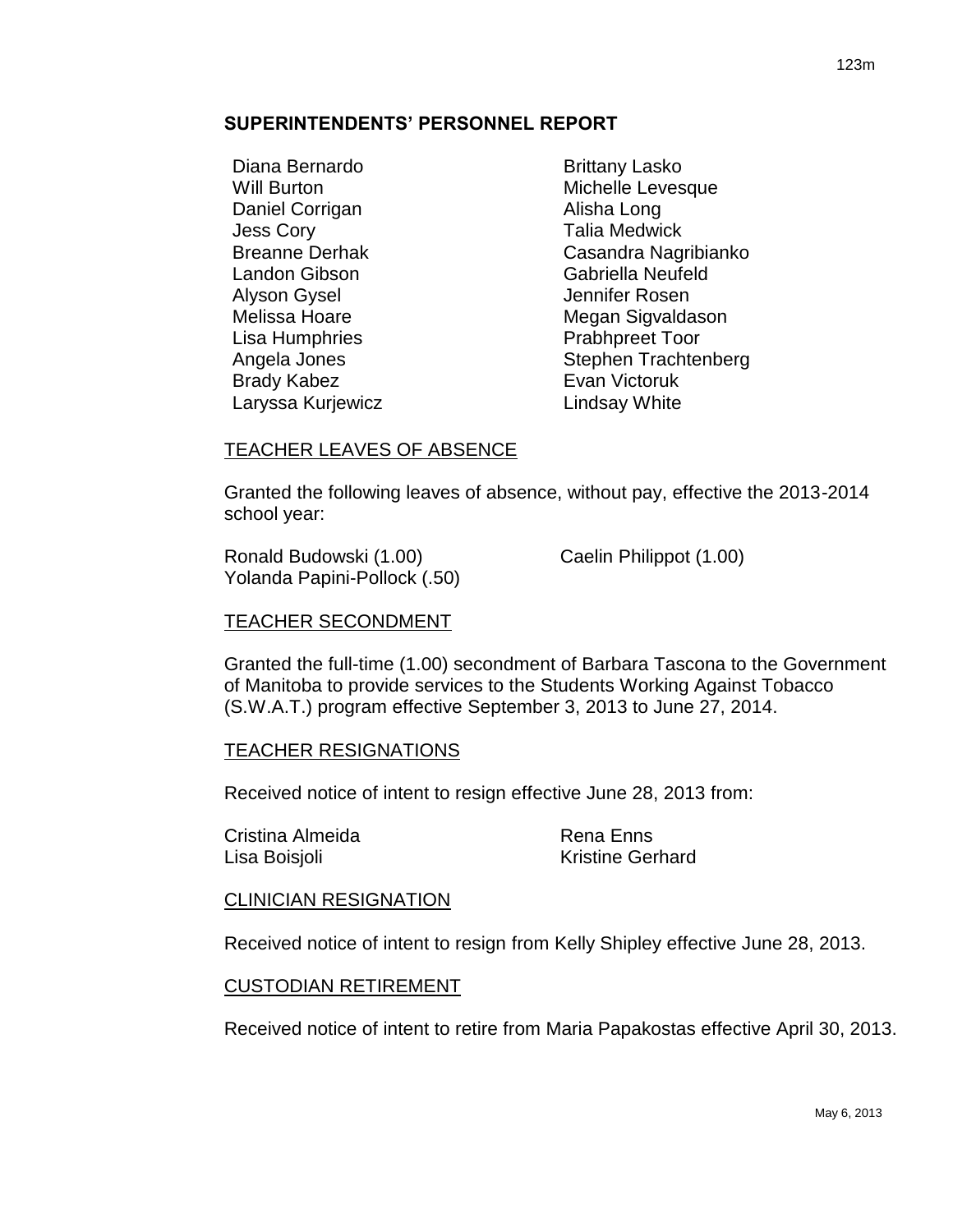## SUPERINTENDENTS' PERSONNEL REPORT

Diana Bernardo
Will Burton
Daniel Corrigan
Jess Cory
Breanne Derhak
Landon Gibson
Alyson Gysel
Melissa Hoare
Lisa Humphries
Angela Jones
Brady Kabez
Laryssa Kurjewicz
Brittany Lasko
Michelle Levesque
Alisha Long
Talia Medwick
Casandra Nagribianko
Gabriella Neufeld
Jennifer Rosen
Megan Sigvaldason
Prabhpreet Toor
Stephen Trachtenberg
Evan Victoruk
Lindsay White

### TEACHER LEAVES OF ABSENCE

Granted the following leaves of absence, without pay, effective the 2013-2014 school year:

Ronald Budowski (1.00)
Yolanda Papini-Pollock (.50)
Caelin Philippot (1.00)

### TEACHER SECONDMENT

Granted the full-time (1.00) secondment of Barbara Tascona to the Government of Manitoba to provide services to the Students Working Against Tobacco (S.W.A.T.) program effective September 3, 2013 to June 27, 2014.

### TEACHER RESIGNATIONS

Received notice of intent to resign effective June 28, 2013 from:

Cristina Almeida
Lisa Boisjoli
Rena Enns
Kristine Gerhard

### CLINICIAN RESIGNATION

Received notice of intent to resign from Kelly Shipley effective June 28, 2013.

### CUSTODIAN RETIREMENT

Received notice of intent to retire from Maria Papakostas effective April 30, 2013.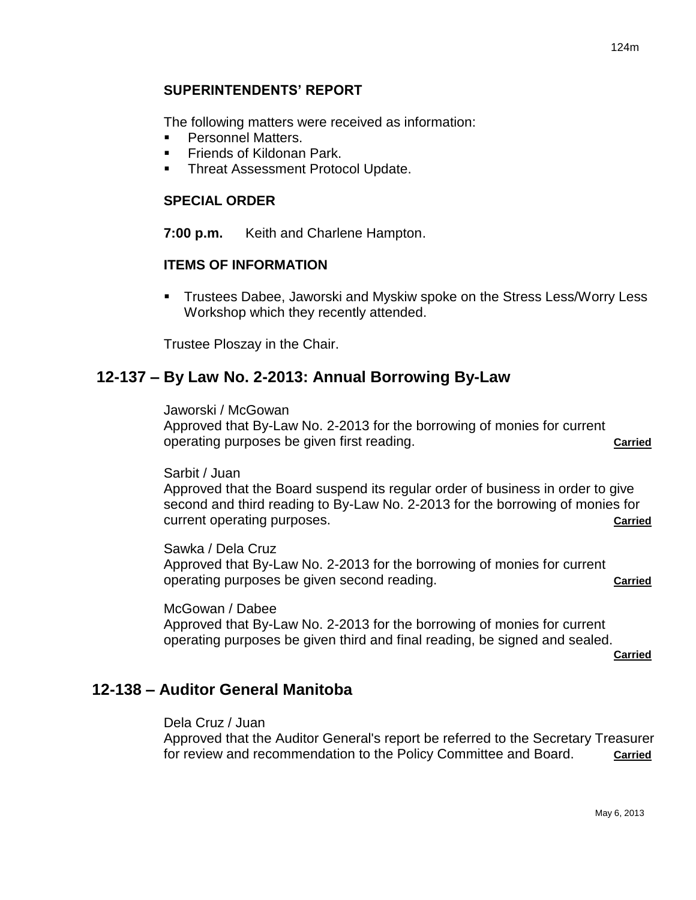### SUPERINTENDENTS' REPORT

The following matters were received as information:

- Personnel Matters.
- Friends of Kildonan Park.
- Threat Assessment Protocol Update.

### SPECIAL ORDER

**7:00 p.m.** Keith and Charlene Hampton.

### ITEMS OF INFORMATION

- Trustees Dabee, Jaworski and Myskiw spoke on the Stress Less/Worry Less Workshop which they recently attended.

Trustee Ploszay in the Chair.

## 12-137 – By Law No. 2-2013: Annual Borrowing By-Law

Jaworski / McGowan
Approved that By-Law No. 2-2013 for the borrowing of monies for current operating purposes be given first reading. **Carried**

Sarbit / Juan
Approved that the Board suspend its regular order of business in order to give second and third reading to By-Law No. 2-2013 for the borrowing of monies for current operating purposes. **Carried**

Sawka / Dela Cruz
Approved that By-Law No. 2-2013 for the borrowing of monies for current operating purposes be given second reading. **Carried**

McGowan / Dabee
Approved that By-Law No. 2-2013 for the borrowing of monies for current operating purposes be given third and final reading, be signed and sealed. **Carried**

## 12-138 – Auditor General Manitoba

Dela Cruz / Juan
Approved that the Auditor General's report be referred to the Secretary Treasurer for review and recommendation to the Policy Committee and Board. **Carried**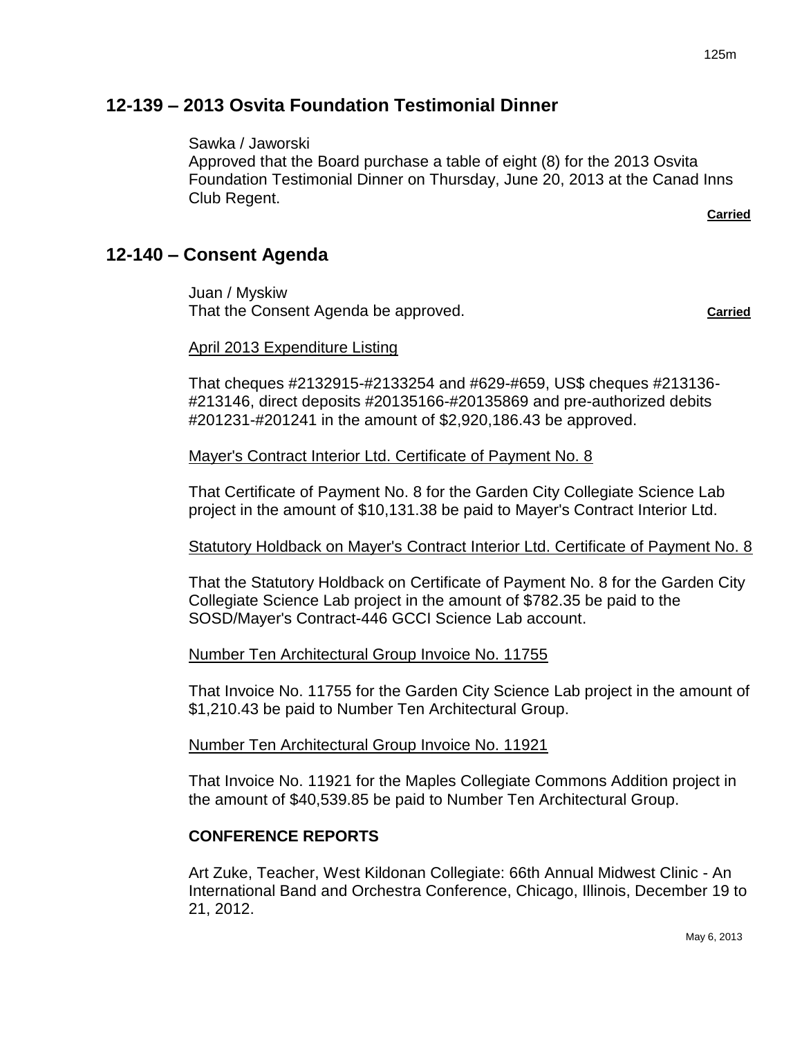## 12-139 – 2013 Osvita Foundation Testimonial Dinner

Sawka / Jaworski
Approved that the Board purchase a table of eight (8) for the 2013 Osvita Foundation Testimonial Dinner on Thursday, June 20, 2013 at the Canad Inns Club Regent.

**Carried**

## 12-140 – Consent Agenda

Juan / Myskiw
That the Consent Agenda be approved. **Carried**

April 2013 Expenditure Listing

That cheques #2132915-#2133254 and #629-#659, US$ cheques #213136-#213146, direct deposits #20135166-#20135869 and pre-authorized debits #201231-#201241 in the amount of $2,920,186.43 be approved.

Mayer's Contract Interior Ltd. Certificate of Payment No. 8

That Certificate of Payment No. 8 for the Garden City Collegiate Science Lab project in the amount of $10,131.38 be paid to Mayer's Contract Interior Ltd.

Statutory Holdback on Mayer's Contract Interior Ltd. Certificate of Payment No. 8

That the Statutory Holdback on Certificate of Payment No. 8 for the Garden City Collegiate Science Lab project in the amount of $782.35 be paid to the SOSD/Mayer's Contract-446 GCCI Science Lab account.

Number Ten Architectural Group Invoice No. 11755

That Invoice No. 11755 for the Garden City Science Lab project in the amount of $1,210.43 be paid to Number Ten Architectural Group.

Number Ten Architectural Group Invoice No. 11921

That Invoice No. 11921 for the Maples Collegiate Commons Addition project in the amount of $40,539.85 be paid to Number Ten Architectural Group.

**CONFERENCE REPORTS**

Art Zuke, Teacher, West Kildonan Collegiate: 66th Annual Midwest Clinic - An International Band and Orchestra Conference, Chicago, Illinois, December 19 to 21, 2012.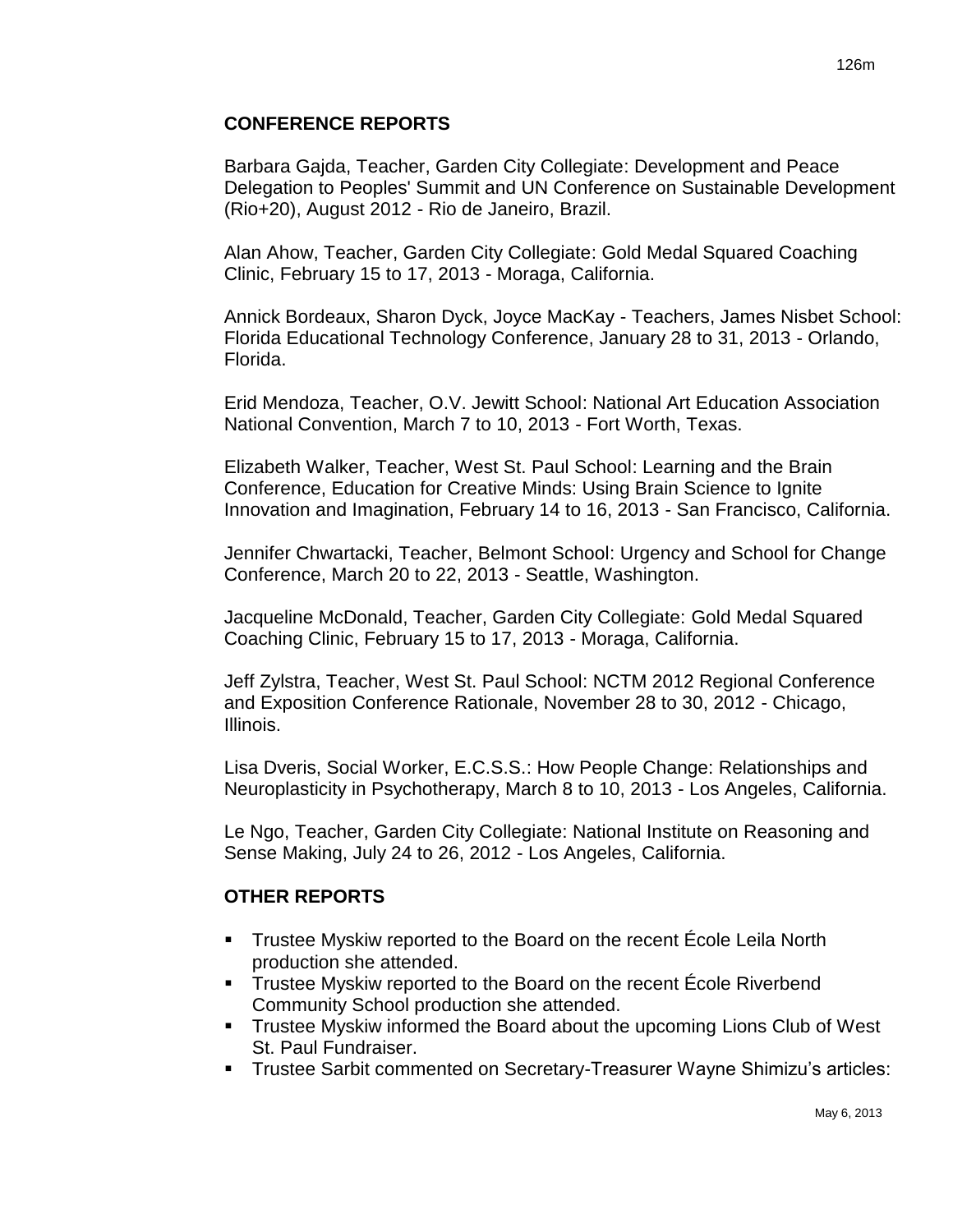## CONFERENCE REPORTS

Barbara Gajda, Teacher, Garden City Collegiate: Development and Peace Delegation to Peoples' Summit and UN Conference on Sustainable Development (Rio+20), August 2012 - Rio de Janeiro, Brazil.

Alan Ahow, Teacher, Garden City Collegiate: Gold Medal Squared Coaching Clinic, February 15 to 17, 2013 - Moraga, California.

Annick Bordeaux, Sharon Dyck, Joyce MacKay - Teachers, James Nisbet School: Florida Educational Technology Conference, January 28 to 31, 2013 - Orlando, Florida.

Erid Mendoza, Teacher, O.V. Jewitt School: National Art Education Association National Convention, March 7 to 10, 2013 - Fort Worth, Texas.

Elizabeth Walker, Teacher, West St. Paul School: Learning and the Brain Conference, Education for Creative Minds: Using Brain Science to Ignite Innovation and Imagination, February 14 to 16, 2013 - San Francisco, California.

Jennifer Chwartacki, Teacher, Belmont School: Urgency and School for Change Conference, March 20 to 22, 2013 - Seattle, Washington.

Jacqueline McDonald, Teacher, Garden City Collegiate: Gold Medal Squared Coaching Clinic, February 15 to 17, 2013 - Moraga, California.

Jeff Zylstra, Teacher, West St. Paul School: NCTM 2012 Regional Conference and Exposition Conference Rationale, November 28 to 30, 2012 - Chicago, Illinois.

Lisa Dveris, Social Worker, E.C.S.S.: How People Change: Relationships and Neuroplasticity in Psychotherapy, March 8 to 10, 2013 - Los Angeles, California.

Le Ngo, Teacher, Garden City Collegiate: National Institute on Reasoning and Sense Making, July 24 to 26, 2012 - Los Angeles, California.

## OTHER REPORTS

- Trustee Myskiw reported to the Board on the recent École Leila North production she attended.
- Trustee Myskiw reported to the Board on the recent École Riverbend Community School production she attended.
- Trustee Myskiw informed the Board about the upcoming Lions Club of West St. Paul Fundraiser.
- Trustee Sarbit commented on Secretary-Treasurer Wayne Shimizu's articles: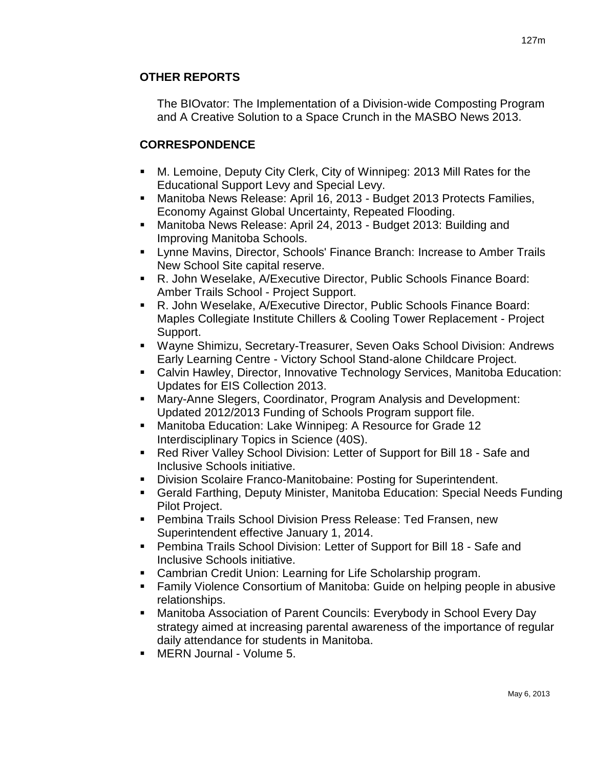## OTHER REPORTS

The BIOvator: The Implementation of a Division-wide Composting Program and A Creative Solution to a Space Crunch in the MASBO News 2013.

## CORRESPONDENCE

- M. Lemoine, Deputy City Clerk, City of Winnipeg: 2013 Mill Rates for the Educational Support Levy and Special Levy.
- Manitoba News Release: April 16, 2013 - Budget 2013 Protects Families, Economy Against Global Uncertainty, Repeated Flooding.
- Manitoba News Release: April 24, 2013 - Budget 2013: Building and Improving Manitoba Schools.
- Lynne Mavins, Director, Schools' Finance Branch: Increase to Amber Trails New School Site capital reserve.
- R. John Weselake, A/Executive Director, Public Schools Finance Board: Amber Trails School - Project Support.
- R. John Weselake, A/Executive Director, Public Schools Finance Board: Maples Collegiate Institute Chillers & Cooling Tower Replacement - Project Support.
- Wayne Shimizu, Secretary-Treasurer, Seven Oaks School Division: Andrews Early Learning Centre - Victory School Stand-alone Childcare Project.
- Calvin Hawley, Director, Innovative Technology Services, Manitoba Education: Updates for EIS Collection 2013.
- Mary-Anne Slegers, Coordinator, Program Analysis and Development: Updated 2012/2013 Funding of Schools Program support file.
- Manitoba Education: Lake Winnipeg: A Resource for Grade 12 Interdisciplinary Topics in Science (40S).
- Red River Valley School Division: Letter of Support for Bill 18 - Safe and Inclusive Schools initiative.
- Division Scolaire Franco-Manitobaine: Posting for Superintendent.
- Gerald Farthing, Deputy Minister, Manitoba Education: Special Needs Funding Pilot Project.
- Pembina Trails School Division Press Release: Ted Fransen, new Superintendent effective January 1, 2014.
- Pembina Trails School Division: Letter of Support for Bill 18 - Safe and Inclusive Schools initiative.
- Cambrian Credit Union: Learning for Life Scholarship program.
- Family Violence Consortium of Manitoba: Guide on helping people in abusive relationships.
- Manitoba Association of Parent Councils: Everybody in School Every Day strategy aimed at increasing parental awareness of the importance of regular daily attendance for students in Manitoba.
- MERN Journal - Volume 5.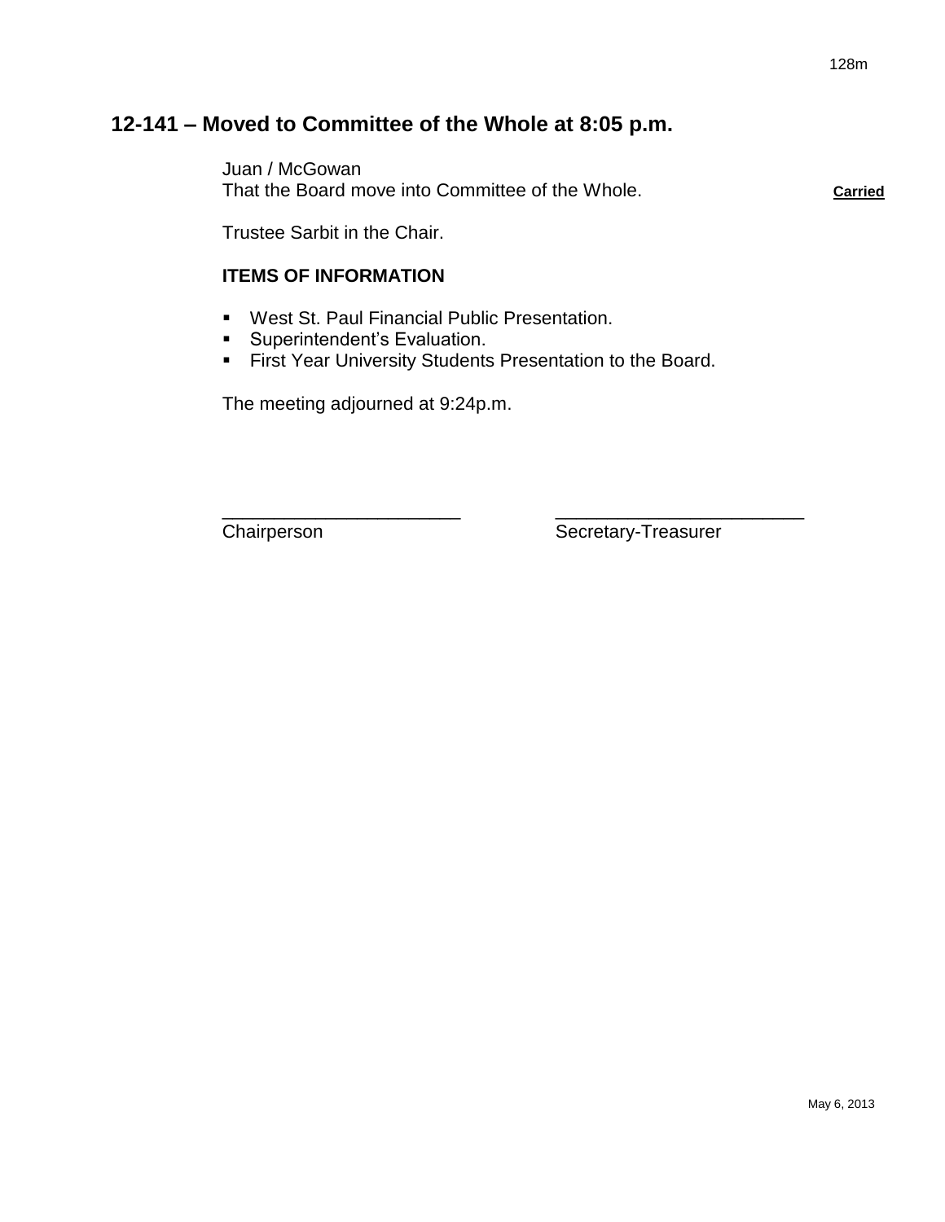## 12-141 – Moved to Committee of the Whole at 8:05 p.m.

Juan / McGowan
That the Board move into Committee of the Whole. **Carried**

Trustee Sarbit in the Chair.

**ITEMS OF INFORMATION**

- West St. Paul Financial Public Presentation.
- Superintendent's Evaluation.
- First Year University Students Presentation to the Board.

The meeting adjourned at 9:24p.m.

________________________ ________________________
Chairperson Secretary-Treasurer